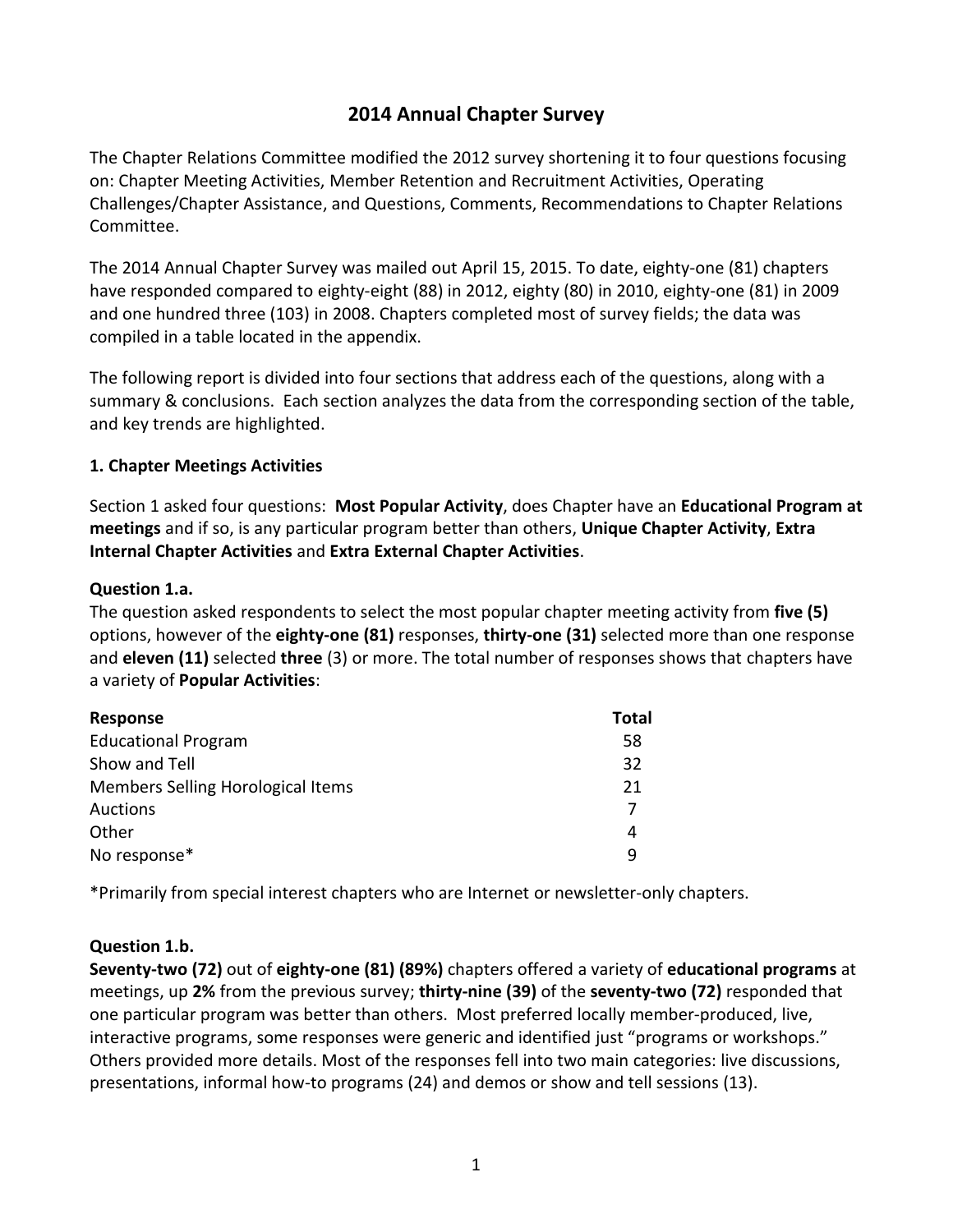# 2014 Annual Chapter Survey

The Chapter Relations Committee modified the 2012 survey shortening it to four questions focusing on: Chapter Meeting Activities, Member Retention and Recruitment Activities, Operating Challenges/Chapter Assistance, and Questions, Comments, Recommendations to Chapter Relations Committee.

The 2014 Annual Chapter Survey was mailed out April 15, 2015. To date, eighty-one (81) chapters have responded compared to eighty-eight (88) in 2012, eighty (80) in 2010, eighty-one (81) in 2009 and one hundred three (103) in 2008. Chapters completed most of survey fields; the data was compiled in a table located in the appendix.

The following report is divided into four sections that address each of the questions, along with a summary & conclusions. Each section analyzes the data from the corresponding section of the table, and key trends are highlighted.

### 1. Chapter Meetings Activities

Section 1 asked four questions: **Most Popular Activity**, does Chapter have an **Educational Program at meetings** and if so, is any particular program better than others, **Unique Chapter Activity**, **Extra Internal Chapter Activities** and **Extra External Chapter Activities**.

**Question 1.a.**
The question asked respondents to select the most popular chapter meeting activity from **five (5)** options, however of the **eighty-one (81)** responses, **thirty-one (31)** selected more than one response and **eleven (11)** selected **three** (3) or more. The total number of responses shows that chapters have a variety of **Popular Activities**:

| Response | Total |
|---|---|
| Educational Program | 58 |
| Show and Tell | 32 |
| Members Selling Horological Items | 21 |
| Auctions | 7 |
| Other | 4 |
| No response* | 9 |

*Primarily from special interest chapters who are Internet or newsletter-only chapters.

**Question 1.b.**
**Seventy-two (72)** out of **eighty-one (81) (89%)** chapters offered a variety of **educational programs** at meetings, up **2%** from the previous survey; **thirty-nine (39)** of the **seventy-two (72)** responded that one particular program was better than others. Most preferred locally member-produced, live, interactive programs, some responses were generic and identified just "programs or workshops." Others provided more details. Most of the responses fell into two main categories: live discussions, presentations, informal how-to programs (24) and demos or show and tell sessions (13).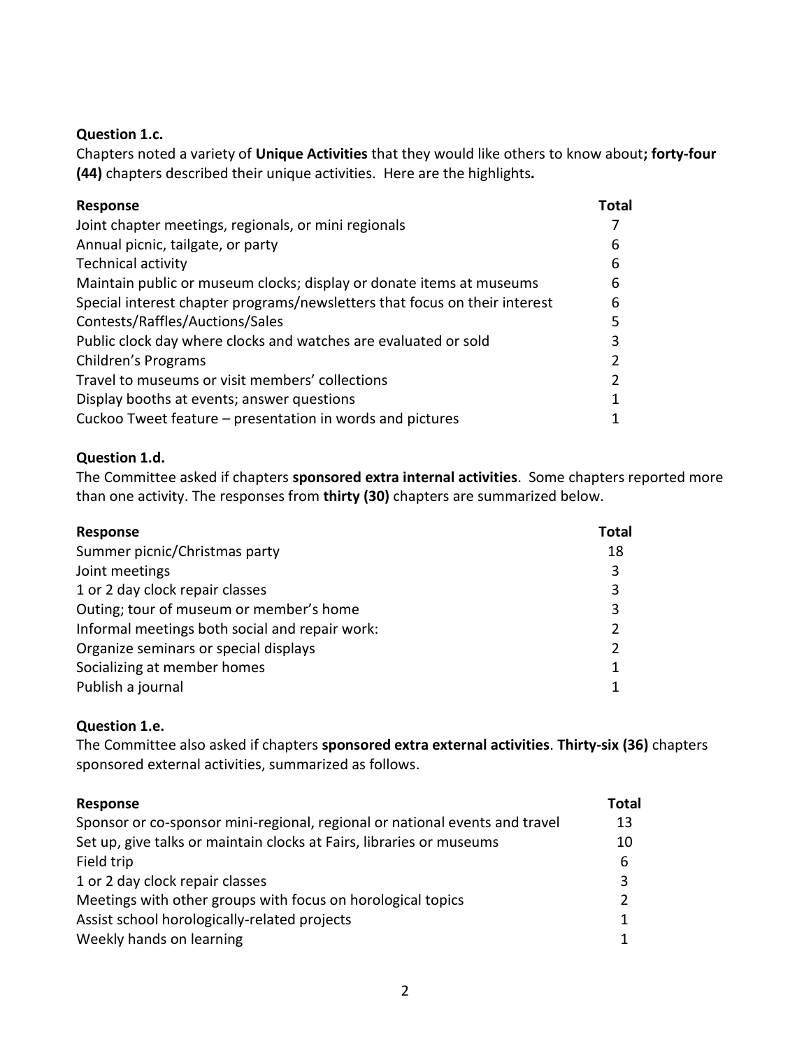**Question 1.c.**

Chapters noted a variety of **Unique Activities** that they would like others to know about**; forty-four (44)** chapters described their unique activities. Here are the highlights**.**

| Response | Total |
|---|---|
| Joint chapter meetings, regionals, or mini regionals | 7 |
| Annual picnic, tailgate, or party | 6 |
| Technical activity | 6 |
| Maintain public or museum clocks; display or donate items at museums | 6 |
| Special interest chapter programs/newsletters that focus on their interest | 6 |
| Contests/Raffles/Auctions/Sales | 5 |
| Public clock day where clocks and watches are evaluated or sold | 3 |
| Children's Programs | 2 |
| Travel to museums or visit members' collections | 2 |
| Display booths at events; answer questions | 1 |
| Cuckoo Tweet feature – presentation in words and pictures | 1 |

**Question 1.d.**

The Committee asked if chapters **sponsored extra internal activities**. Some chapters reported more than one activity. The responses from **thirty (30)** chapters are summarized below.

| Response | Total |
|---|---|
| Summer picnic/Christmas party | 18 |
| Joint meetings | 3 |
| 1 or 2 day clock repair classes | 3 |
| Outing; tour of museum or member's home | 3 |
| Informal meetings both social and repair work: | 2 |
| Organize seminars or special displays | 2 |
| Socializing at member homes | 1 |
| Publish a journal | 1 |

**Question 1.e.**

The Committee also asked if chapters **sponsored extra external activities**. **Thirty-six (36)** chapters sponsored external activities, summarized as follows.

| Response | Total |
|---|---|
| Sponsor or co-sponsor mini-regional, regional or national events and travel | 13 |
| Set up, give talks or maintain clocks at Fairs, libraries or museums | 10 |
| Field trip | 6 |
| 1 or 2 day clock repair classes | 3 |
| Meetings with other groups with focus on horological topics | 2 |
| Assist school horologically-related projects | 1 |
| Weekly hands on learning | 1 |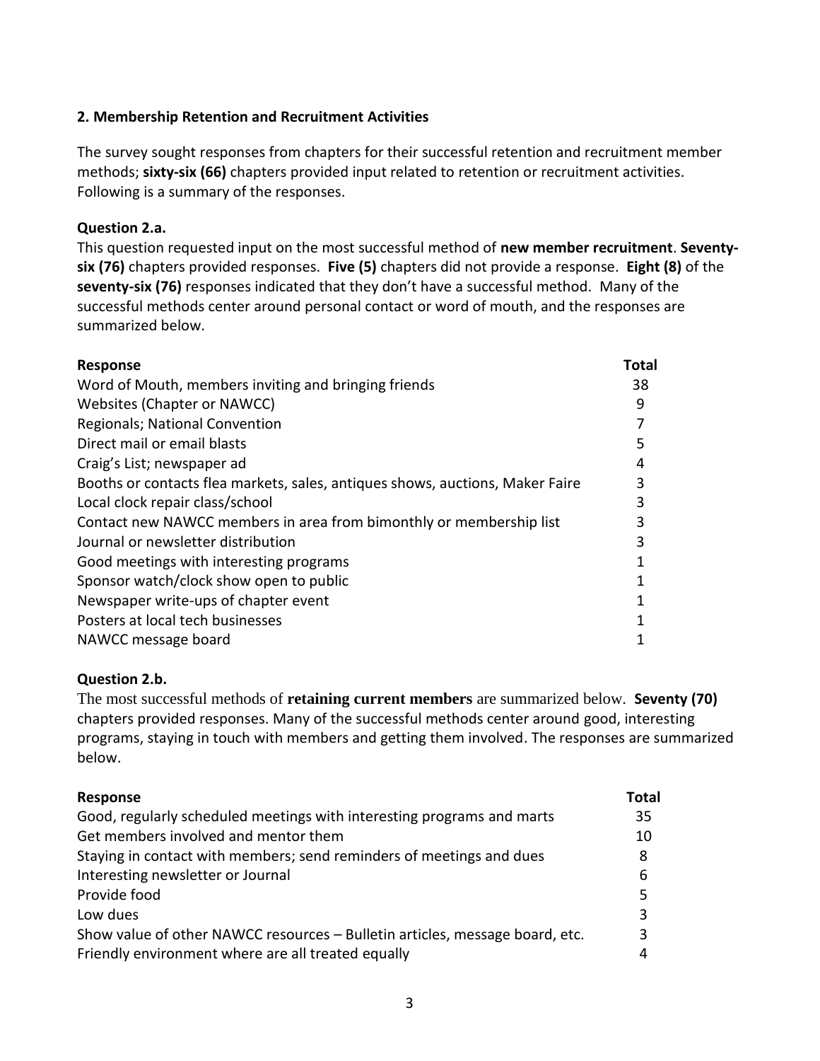## 2. Membership Retention and Recruitment Activities

The survey sought responses from chapters for their successful retention and recruitment member methods; **sixty-six (66)** chapters provided input related to retention or recruitment activities. Following is a summary of the responses.

### Question 2.a.

This question requested input on the most successful method of **new member recruitment**. **Seventy-six (76)** chapters provided responses. **Five (5)** chapters did not provide a response. **Eight (8)** of the **seventy-six (76)** responses indicated that they don't have a successful method. Many of the successful methods center around personal contact or word of mouth, and the responses are summarized below.

| Response | Total |
|---|---|
| Word of Mouth, members inviting and bringing friends | 38 |
| Websites (Chapter or NAWCC) | 9 |
| Regionals; National Convention | 7 |
| Direct mail or email blasts | 5 |
| Craig's List; newspaper ad | 4 |
| Booths or contacts flea markets, sales, antiques shows, auctions, Maker Faire | 3 |
| Local clock repair class/school | 3 |
| Contact new NAWCC members in area from bimonthly or membership list | 3 |
| Journal or newsletter distribution | 3 |
| Good meetings with interesting programs | 1 |
| Sponsor watch/clock show open to public | 1 |
| Newspaper write-ups of chapter event | 1 |
| Posters at local tech businesses | 1 |
| NAWCC message board | 1 |

### Question 2.b.

The most successful methods of **retaining current members** are summarized below. **Seventy (70)** chapters provided responses. Many of the successful methods center around good, interesting programs, staying in touch with members and getting them involved. The responses are summarized below.

| Response | Total |
|---|---|
| Good, regularly scheduled meetings with interesting programs and marts | 35 |
| Get members involved and mentor them | 10 |
| Staying in contact with members; send reminders of meetings and dues | 8 |
| Interesting newsletter or Journal | 6 |
| Provide food | 5 |
| Low dues | 3 |
| Show value of other NAWCC resources – Bulletin articles, message board, etc. | 3 |
| Friendly environment where are all treated equally | 4 |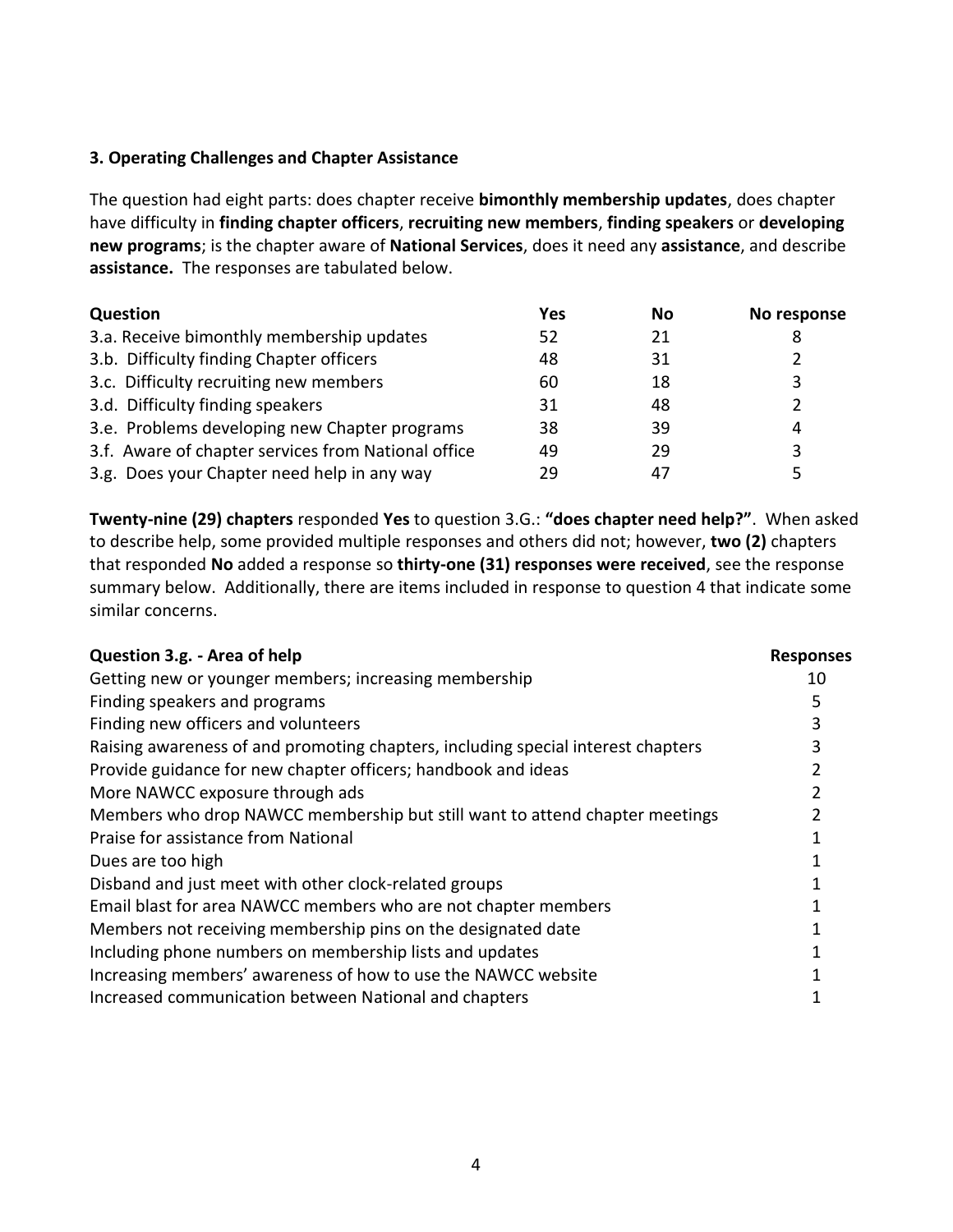### 3. Operating Challenges and Chapter Assistance

The question had eight parts: does chapter receive **bimonthly membership updates**, does chapter have difficulty in **finding chapter officers**, **recruiting new members**, **finding speakers** or **developing new programs**; is the chapter aware of **National Services**, does it need any **assistance**, and describe **assistance.** The responses are tabulated below.

| Question | Yes | No | No response |
|---|---|---|---|
| 3.a. Receive bimonthly membership updates | 52 | 21 | 8 |
| 3.b. Difficulty finding Chapter officers | 48 | 31 | 2 |
| 3.c. Difficulty recruiting new members | 60 | 18 | 3 |
| 3.d. Difficulty finding speakers | 31 | 48 | 2 |
| 3.e. Problems developing new Chapter programs | 38 | 39 | 4 |
| 3.f. Aware of chapter services from National office | 49 | 29 | 3 |
| 3.g. Does your Chapter need help in any way | 29 | 47 | 5 |

**Twenty-nine (29) chapters** responded **Yes** to question 3.G.: **"does chapter need help?"**. When asked to describe help, some provided multiple responses and others did not; however, **two (2)** chapters that responded **No** added a response so **thirty-one (31) responses were received**, see the response summary below. Additionally, there are items included in response to question 4 that indicate some similar concerns.

| Question 3.g. - Area of help | Responses |
|---|---|
| Getting new or younger members; increasing membership | 10 |
| Finding speakers and programs | 5 |
| Finding new officers and volunteers | 3 |
| Raising awareness of and promoting chapters, including special interest chapters | 3 |
| Provide guidance for new chapter officers; handbook and ideas | 2 |
| More NAWCC exposure through ads | 2 |
| Members who drop NAWCC membership but still want to attend chapter meetings | 2 |
| Praise for assistance from National | 1 |
| Dues are too high | 1 |
| Disband and just meet with other clock-related groups | 1 |
| Email blast for area NAWCC members who are not chapter members | 1 |
| Members not receiving membership pins on the designated date | 1 |
| Including phone numbers on membership lists and updates | 1 |
| Increasing members' awareness of how to use the NAWCC website | 1 |
| Increased communication between National and chapters | 1 |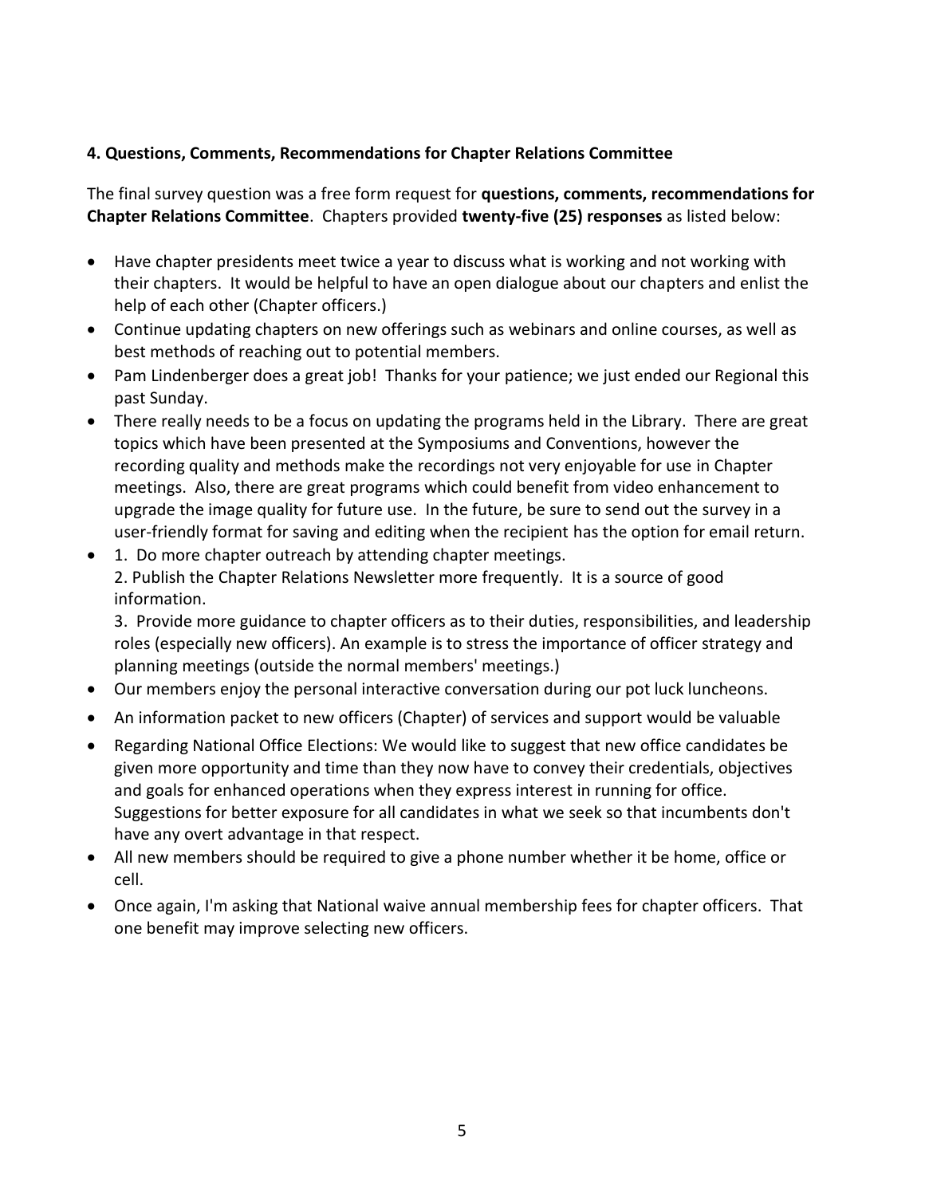**4. Questions, Comments, Recommendations for Chapter Relations Committee**

The final survey question was a free form request for **questions, comments, recommendations for Chapter Relations Committee**. Chapters provided **twenty-five (25) responses** as listed below:

- Have chapter presidents meet twice a year to discuss what is working and not working with their chapters. It would be helpful to have an open dialogue about our chapters and enlist the help of each other (Chapter officers.)
- Continue updating chapters on new offerings such as webinars and online courses, as well as best methods of reaching out to potential members.
- Pam Lindenberger does a great job! Thanks for your patience; we just ended our Regional this past Sunday.
- There really needs to be a focus on updating the programs held in the Library. There are great topics which have been presented at the Symposiums and Conventions, however the recording quality and methods make the recordings not very enjoyable for use in Chapter meetings. Also, there are great programs which could benefit from video enhancement to upgrade the image quality for future use. In the future, be sure to send out the survey in a user-friendly format for saving and editing when the recipient has the option for email return.
- 1. Do more chapter outreach by attending chapter meetings.
  2. Publish the Chapter Relations Newsletter more frequently. It is a source of good information.
  3. Provide more guidance to chapter officers as to their duties, responsibilities, and leadership roles (especially new officers). An example is to stress the importance of officer strategy and planning meetings (outside the normal members' meetings.)
- Our members enjoy the personal interactive conversation during our pot luck luncheons.
- An information packet to new officers (Chapter) of services and support would be valuable
- Regarding National Office Elections: We would like to suggest that new office candidates be given more opportunity and time than they now have to convey their credentials, objectives and goals for enhanced operations when they express interest in running for office. Suggestions for better exposure for all candidates in what we seek so that incumbents don't have any overt advantage in that respect.
- All new members should be required to give a phone number whether it be home, office or cell.
- Once again, I'm asking that National waive annual membership fees for chapter officers. That one benefit may improve selecting new officers.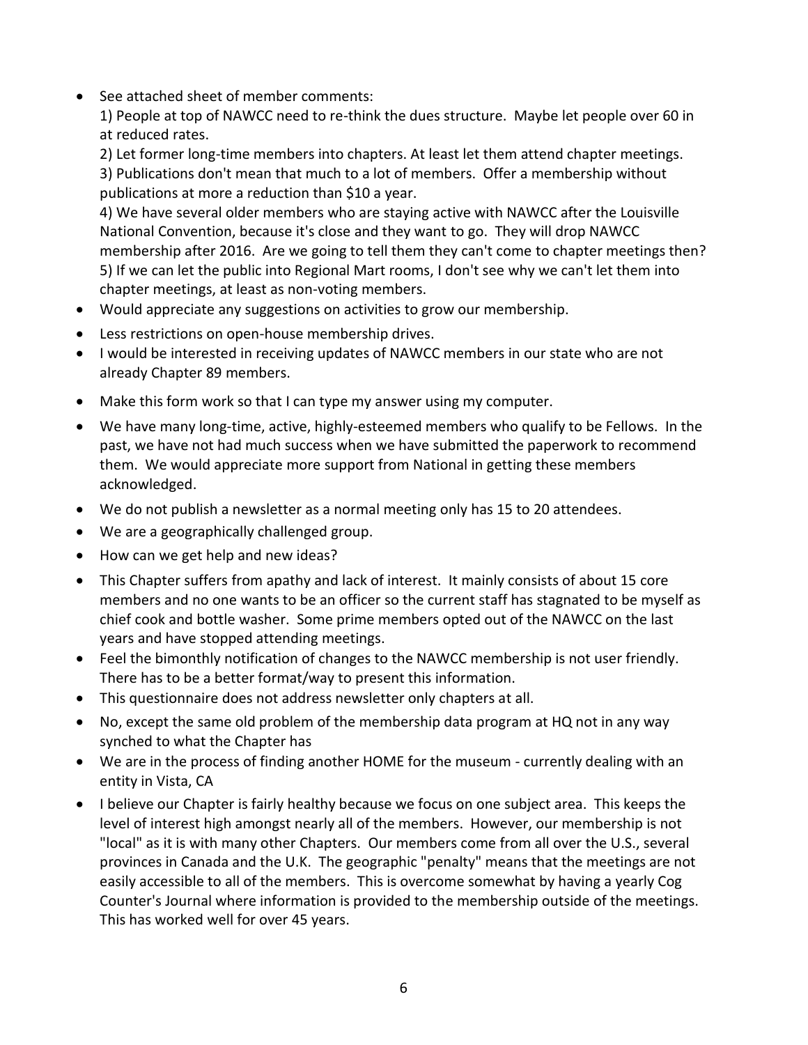- See attached sheet of member comments:
  1) People at top of NAWCC need to re-think the dues structure. Maybe let people over 60 in at reduced rates.
  2) Let former long-time members into chapters. At least let them attend chapter meetings.
  3) Publications don't mean that much to a lot of members. Offer a membership without publications at more a reduction than $10 a year.
  4) We have several older members who are staying active with NAWCC after the Louisville National Convention, because it's close and they want to go. They will drop NAWCC membership after 2016. Are we going to tell them they can't come to chapter meetings then?
  5) If we can let the public into Regional Mart rooms, I don't see why we can't let them into chapter meetings, at least as non-voting members.
- Would appreciate any suggestions on activities to grow our membership.
- Less restrictions on open-house membership drives.
- I would be interested in receiving updates of NAWCC members in our state who are not already Chapter 89 members.
- Make this form work so that I can type my answer using my computer.
- We have many long-time, active, highly-esteemed members who qualify to be Fellows. In the past, we have not had much success when we have submitted the paperwork to recommend them. We would appreciate more support from National in getting these members acknowledged.
- We do not publish a newsletter as a normal meeting only has 15 to 20 attendees.
- We are a geographically challenged group.
- How can we get help and new ideas?
- This Chapter suffers from apathy and lack of interest. It mainly consists of about 15 core members and no one wants to be an officer so the current staff has stagnated to be myself as chief cook and bottle washer. Some prime members opted out of the NAWCC on the last years and have stopped attending meetings.
- Feel the bimonthly notification of changes to the NAWCC membership is not user friendly. There has to be a better format/way to present this information.
- This questionnaire does not address newsletter only chapters at all.
- No, except the same old problem of the membership data program at HQ not in any way synched to what the Chapter has
- We are in the process of finding another HOME for the museum - currently dealing with an entity in Vista, CA
- I believe our Chapter is fairly healthy because we focus on one subject area. This keeps the level of interest high amongst nearly all of the members. However, our membership is not "local" as it is with many other Chapters. Our members come from all over the U.S., several provinces in Canada and the U.K. The geographic "penalty" means that the meetings are not easily accessible to all of the members. This is overcome somewhat by having a yearly Cog Counter's Journal where information is provided to the membership outside of the meetings. This has worked well for over 45 years.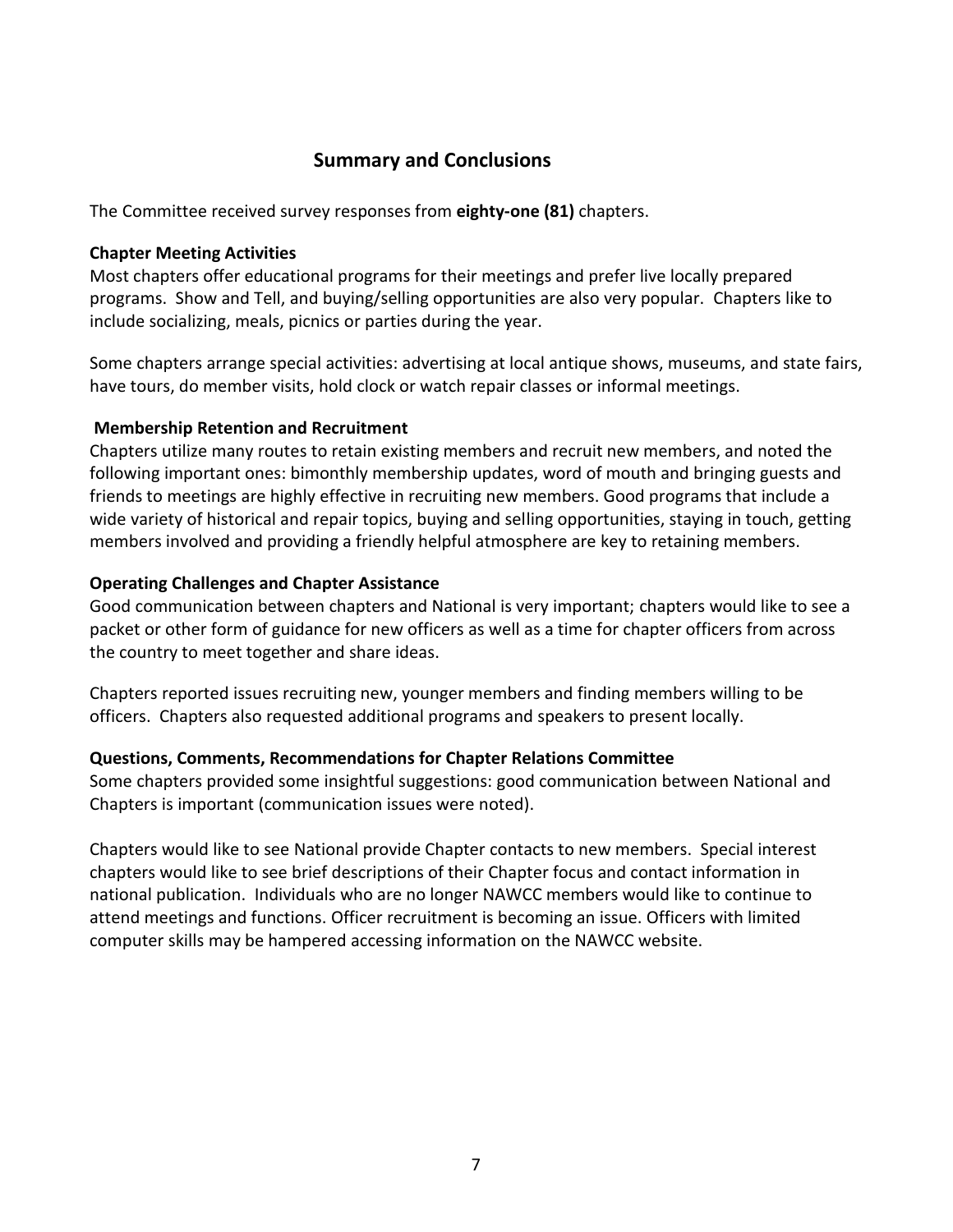## Summary and Conclusions

The Committee received survey responses from **eighty-one (81)** chapters.

**Chapter Meeting Activities**

Most chapters offer educational programs for their meetings and prefer live locally prepared programs. Show and Tell, and buying/selling opportunities are also very popular. Chapters like to include socializing, meals, picnics or parties during the year.

Some chapters arrange special activities: advertising at local antique shows, museums, and state fairs, have tours, do member visits, hold clock or watch repair classes or informal meetings.

**Membership Retention and Recruitment**

Chapters utilize many routes to retain existing members and recruit new members, and noted the following important ones: bimonthly membership updates, word of mouth and bringing guests and friends to meetings are highly effective in recruiting new members. Good programs that include a wide variety of historical and repair topics, buying and selling opportunities, staying in touch, getting members involved and providing a friendly helpful atmosphere are key to retaining members.

**Operating Challenges and Chapter Assistance**

Good communication between chapters and National is very important; chapters would like to see a packet or other form of guidance for new officers as well as a time for chapter officers from across the country to meet together and share ideas.

Chapters reported issues recruiting new, younger members and finding members willing to be officers. Chapters also requested additional programs and speakers to present locally.

**Questions, Comments, Recommendations for Chapter Relations Committee**

Some chapters provided some insightful suggestions: good communication between National and Chapters is important (communication issues were noted).

Chapters would like to see National provide Chapter contacts to new members. Special interest chapters would like to see brief descriptions of their Chapter focus and contact information in national publication. Individuals who are no longer NAWCC members would like to continue to attend meetings and functions. Officer recruitment is becoming an issue. Officers with limited computer skills may be hampered accessing information on the NAWCC website.